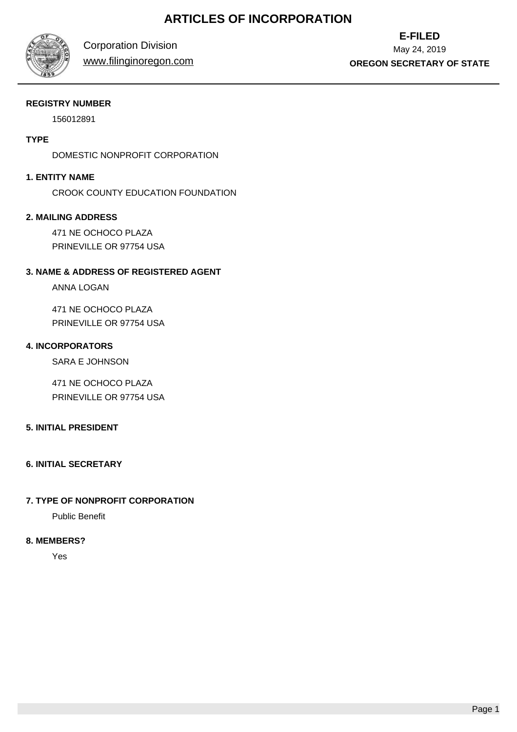# ARTICLES OF INCORPORATION

Corporation Division
www.filinginoregon.com

**E-FILED**
May 24, 2019
**OREGON SECRETARY OF STATE**

**REGISTRY NUMBER**

156012891

**TYPE**

DOMESTIC NONPROFIT CORPORATION

**1. ENTITY NAME**

CROOK COUNTY EDUCATION FOUNDATION

**2. MAILING ADDRESS**

471 NE OCHOCO PLAZA
PRINEVILLE OR 97754 USA

**3. NAME & ADDRESS OF REGISTERED AGENT**

ANNA LOGAN

471 NE OCHOCO PLAZA
PRINEVILLE OR 97754 USA

**4. INCORPORATORS**

SARA E JOHNSON

471 NE OCHOCO PLAZA
PRINEVILLE OR 97754 USA

**5. INITIAL PRESIDENT**

**6. INITIAL SECRETARY**

**7. TYPE OF NONPROFIT CORPORATION**

Public Benefit

**8. MEMBERS?**

Yes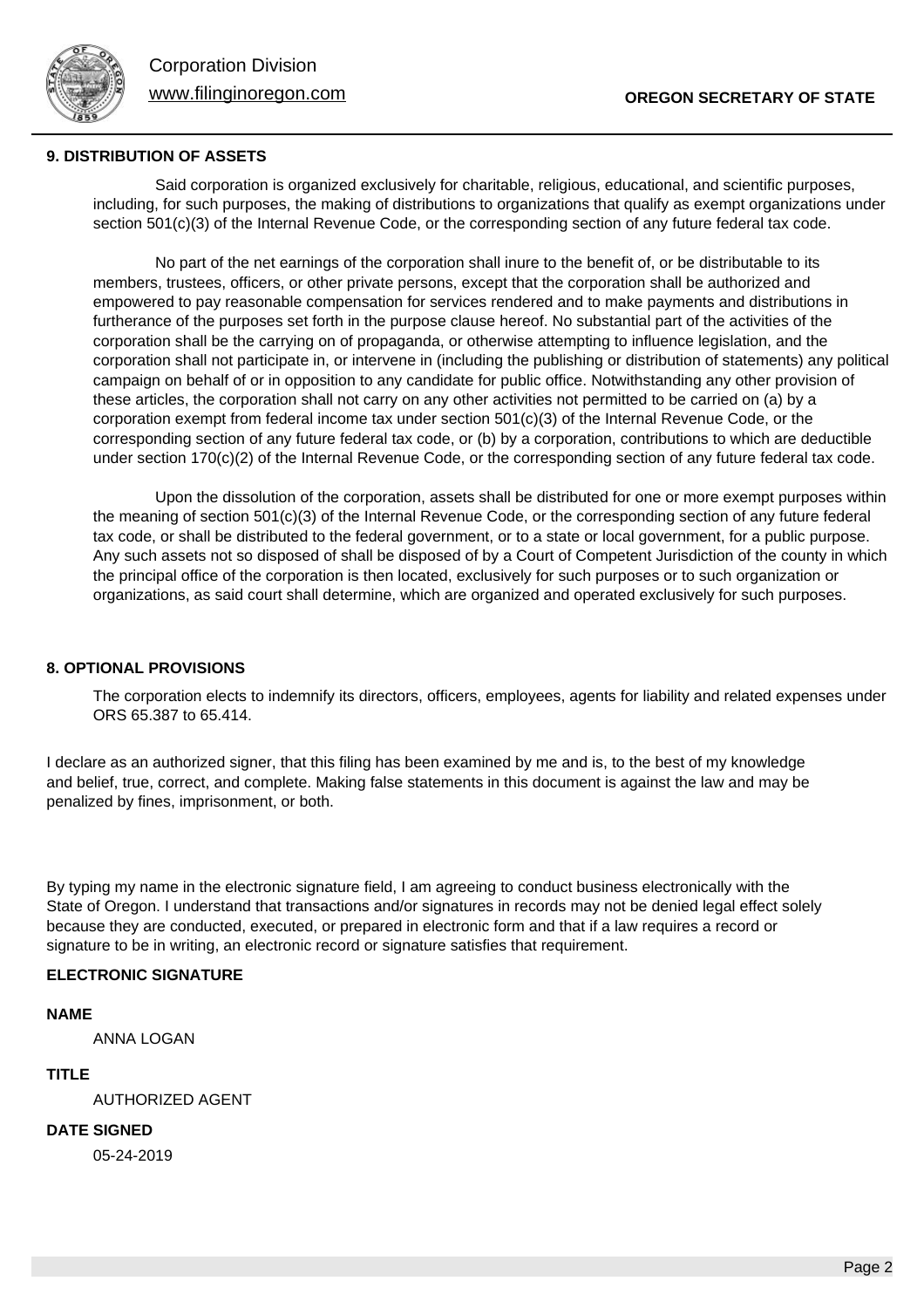### 9. DISTRIBUTION OF ASSETS

Said corporation is organized exclusively for charitable, religious, educational, and scientific purposes, including, for such purposes, the making of distributions to organizations that qualify as exempt organizations under section 501(c)(3) of the Internal Revenue Code, or the corresponding section of any future federal tax code.

No part of the net earnings of the corporation shall inure to the benefit of, or be distributable to its members, trustees, officers, or other private persons, except that the corporation shall be authorized and empowered to pay reasonable compensation for services rendered and to make payments and distributions in furtherance of the purposes set forth in the purpose clause hereof. No substantial part of the activities of the corporation shall be the carrying on of propaganda, or otherwise attempting to influence legislation, and the corporation shall not participate in, or intervene in (including the publishing or distribution of statements) any political campaign on behalf of or in opposition to any candidate for public office. Notwithstanding any other provision of these articles, the corporation shall not carry on any other activities not permitted to be carried on (a) by a corporation exempt from federal income tax under section 501(c)(3) of the Internal Revenue Code, or the corresponding section of any future federal tax code, or (b) by a corporation, contributions to which are deductible under section 170(c)(2) of the Internal Revenue Code, or the corresponding section of any future federal tax code.

Upon the dissolution of the corporation, assets shall be distributed for one or more exempt purposes within the meaning of section 501(c)(3) of the Internal Revenue Code, or the corresponding section of any future federal tax code, or shall be distributed to the federal government, or to a state or local government, for a public purpose. Any such assets not so disposed of shall be disposed of by a Court of Competent Jurisdiction of the county in which the principal office of the corporation is then located, exclusively for such purposes or to such organization or organizations, as said court shall determine, which are organized and operated exclusively for such purposes.

### 8. OPTIONAL PROVISIONS

The corporation elects to indemnify its directors, officers, employees, agents for liability and related expenses under ORS 65.387 to 65.414.

I declare as an authorized signer, that this filing has been examined by me and is, to the best of my knowledge and belief, true, correct, and complete. Making false statements in this document is against the law and may be penalized by fines, imprisonment, or both.

By typing my name in the electronic signature field, I am agreeing to conduct business electronically with the State of Oregon. I understand that transactions and/or signatures in records may not be denied legal effect solely because they are conducted, executed, or prepared in electronic form and that if a law requires a record or signature to be in writing, an electronic record or signature satisfies that requirement.

**ELECTRONIC SIGNATURE**

**NAME**

ANNA LOGAN

**TITLE**

AUTHORIZED AGENT

**DATE SIGNED**

05-24-2019